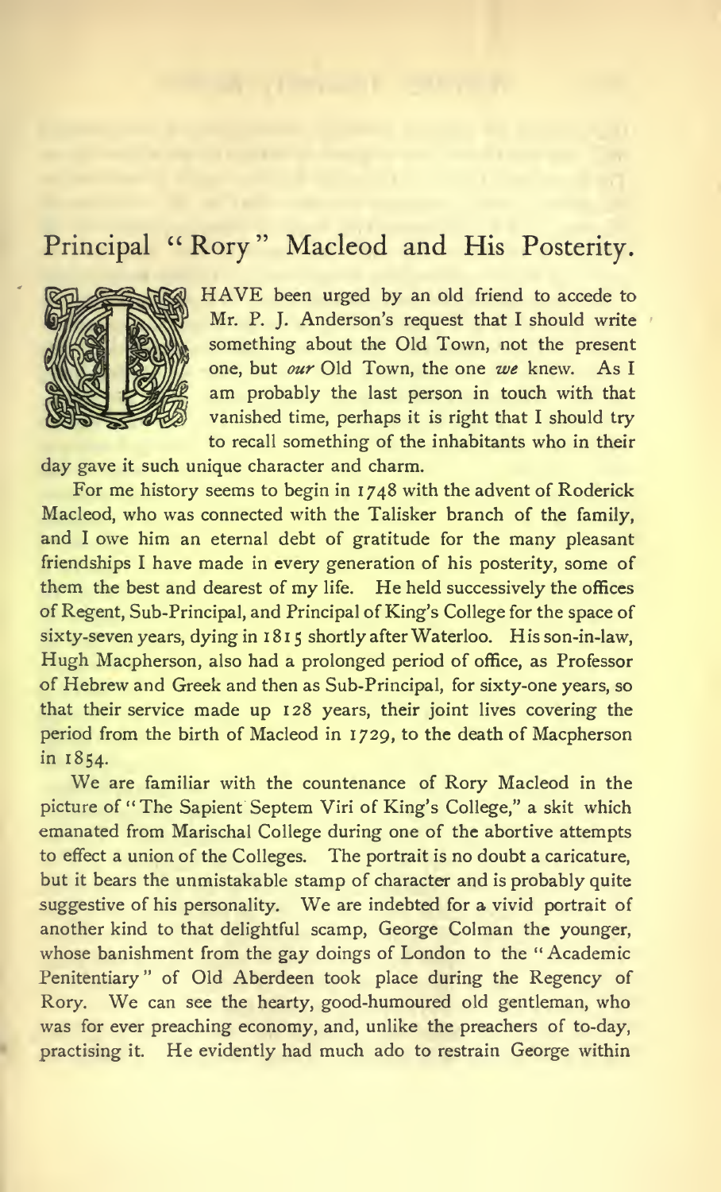# Principal "Rory" Macleod and His Posterity.

I HAVE been urged by an old friend to accede to Mr. P. J. Anderson's request that I should write something about the Old Town, not the present one, but *our* Old Town, the one *we* knew. As I am probably the last person in touch with that vanished time, perhaps it is right that I should try to recall something of the inhabitants who in their day gave it such unique character and charm.

For me history seems to begin in 1748 with the advent of Roderick Macleod, who was connected with the Talisker branch of the family, and I owe him an eternal debt of gratitude for the many pleasant friendships I have made in every generation of his posterity, some of them the best and dearest of my life. He held successively the offices of Regent, Sub-Principal, and Principal of King's College for the space of sixty-seven years, dying in 1815 shortly after Waterloo. His son-in-law, Hugh Macpherson, also had a prolonged period of office, as Professor of Hebrew and Greek and then as Sub-Principal, for sixty-one years, so that their service made up 128 years, their joint lives covering the period from the birth of Macleod in 1729, to the death of Macpherson in 1854.

We are familiar with the countenance of Rory Macleod in the picture of "The Sapient Septem Viri of King's College," a skit which emanated from Marischal College during one of the abortive attempts to effect a union of the Colleges. The portrait is no doubt a caricature, but it bears the unmistakable stamp of character and is probably quite suggestive of his personality. We are indebted for a vivid portrait of another kind to that delightful scamp, George Colman the younger, whose banishment from the gay doings of London to the "Academic Penitentiary" of Old Aberdeen took place during the Regency of Rory. We can see the hearty, good-humoured old gentleman, who was for ever preaching economy, and, unlike the preachers of to-day, practising it. He evidently had much ado to restrain George within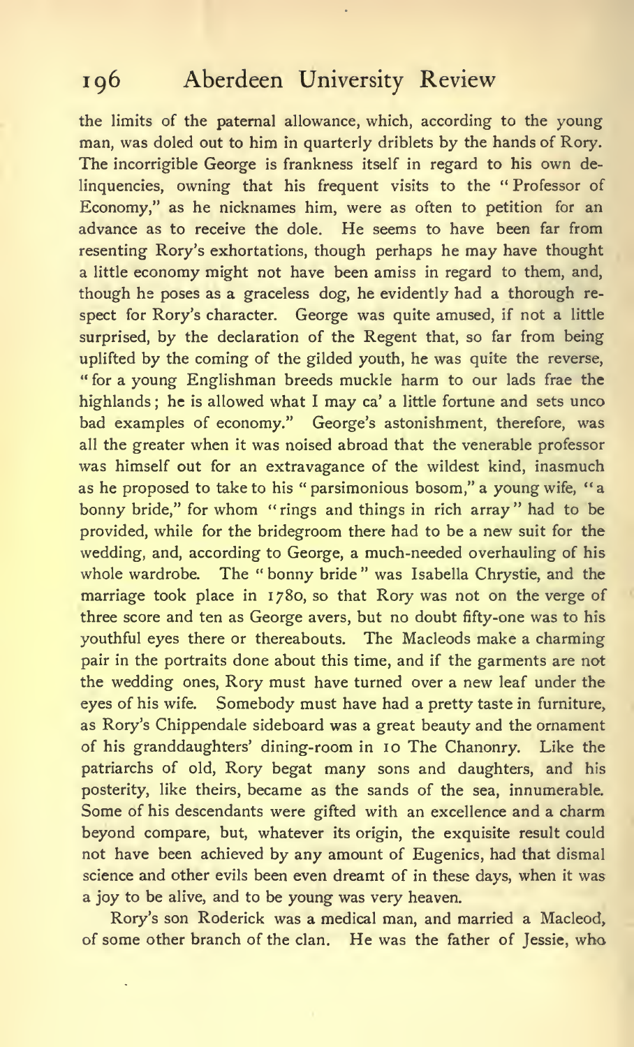the limits of the paternal allowance, which, according to the young man, was doled out to him in quarterly driblets by the hands of Rory. The incorrigible George is frankness itself in regard to his own delinquencies, owning that his frequent visits to the "Professor of Economy," as he nicknames him, were as often to petition for an advance as to receive the dole. He seems to have been far from resenting Rory's exhortations, though perhaps he may have thought a little economy might not have been amiss in regard to them, and, though he poses as a graceless dog, he evidently had a thorough respect for Rory's character. George was quite amused, if not a little surprised, by the declaration of the Regent that, so far from being uplifted by the coming of the gilded youth, he was quite the reverse, "for a young Englishman breeds muckle harm to our lads frae the highlands; he is allowed what I may ca' a little fortune and sets unco bad examples of economy." George's astonishment, therefore, was all the greater when it was noised abroad that the venerable professor was himself out for an extravagance of the wildest kind, inasmuch as he proposed to take to his "parsimonious bosom," a young wife, "a bonny bride," for whom "rings and things in rich array" had to be provided, while for the bridegroom there had to be a new suit for the wedding, and, according to George, a much-needed overhauling of his whole wardrobe. The "bonny bride" was Isabella Chrystie, and the marriage took place in 1780, so that Rory was not on the verge of three score and ten as George avers, but no doubt fifty-one was to his youthful eyes there or thereabouts. The Macleods make a charming pair in the portraits done about this time, and if the garments are not the wedding ones, Rory must have turned over a new leaf under the eyes of his wife. Somebody must have had a pretty taste in furniture, as Rory's Chippendale sideboard was a great beauty and the ornament of his granddaughters' dining-room in 10 The Chanonry. Like the patriarchs of old, Rory begat many sons and daughters, and his posterity, like theirs, became as the sands of the sea, innumerable. Some of his descendants were gifted with an excellence and a charm beyond compare, but, whatever its origin, the exquisite result could not have been achieved by any amount of Eugenics, had that dismal science and other evils been even dreamt of in these days, when it was a joy to be alive, and to be young was very heaven.

Rory's son Roderick was a medical man, and married a Macleod, of some other branch of the clan. He was the father of Jessie, who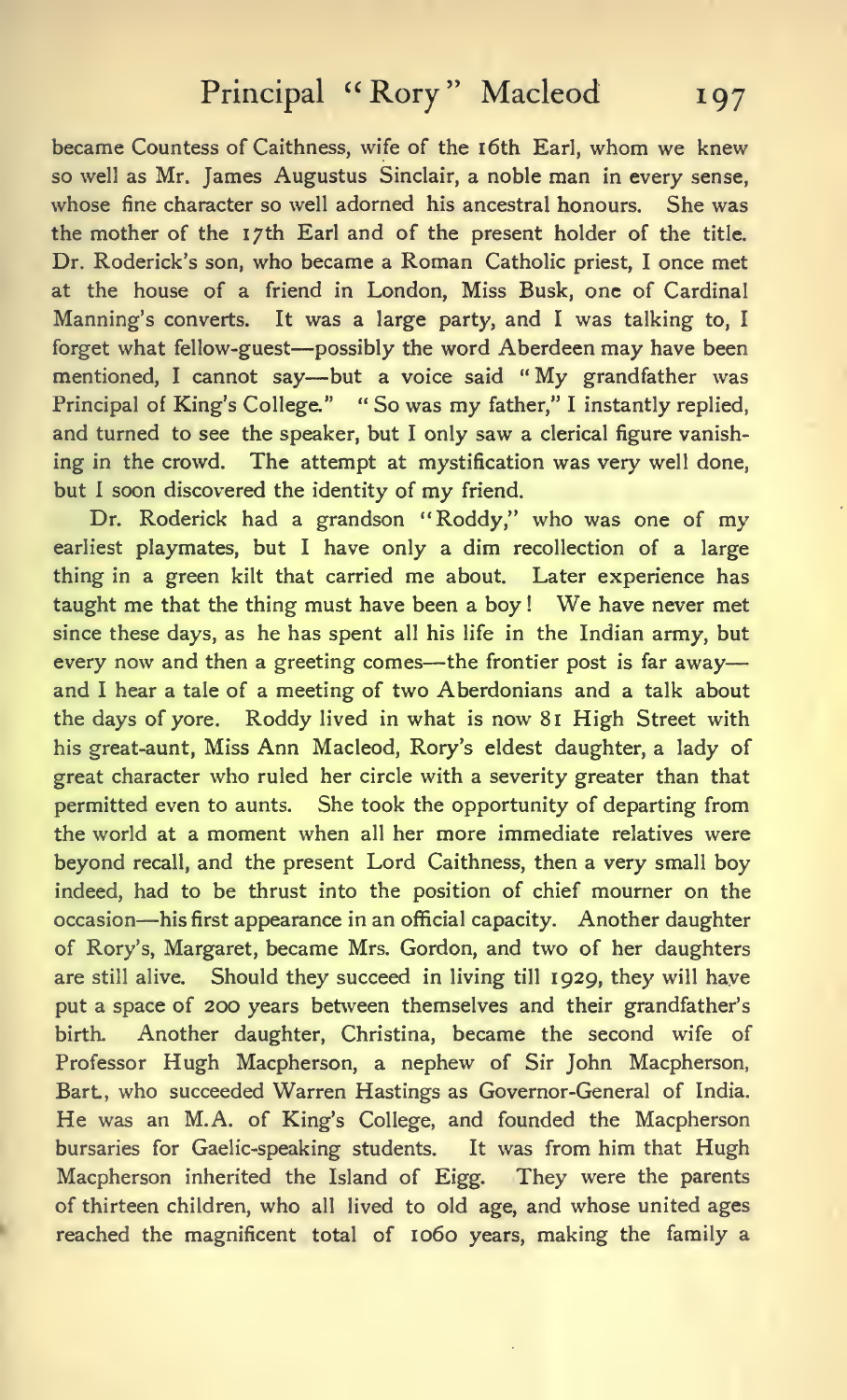became Countess of Caithness, wife of the 16th Earl, whom we knew so well as Mr. James Augustus Sinclair, a noble man in every sense, whose fine character so well adorned his ancestral honours. She was the mother of the 17th Earl and of the present holder of the title. Dr. Roderick's son, who became a Roman Catholic priest, I once met at the house of a friend in London, Miss Busk, one of Cardinal Manning's converts. It was a large party, and I was talking to, I forget what fellow-guest—possibly the word Aberdeen may have been mentioned, I cannot say—but a voice said "My grandfather was Principal of King's College." "So was my father," I instantly replied, and turned to see the speaker, but I only saw a clerical figure vanishing in the crowd. The attempt at mystification was very well done, but I soon discovered the identity of my friend.

Dr. Roderick had a grandson "Roddy," who was one of my earliest playmates, but I have only a dim recollection of a large thing in a green kilt that carried me about. Later experience has taught me that the thing must have been a boy! We have never met since these days, as he has spent all his life in the Indian army, but every now and then a greeting comes—the frontier post is far away—and I hear a tale of a meeting of two Aberdonians and a talk about the days of yore. Roddy lived in what is now 81 High Street with his great-aunt, Miss Ann Macleod, Rory's eldest daughter, a lady of great character who ruled her circle with a severity greater than that permitted even to aunts. She took the opportunity of departing from the world at a moment when all her more immediate relatives were beyond recall, and the present Lord Caithness, then a very small boy indeed, had to be thrust into the position of chief mourner on the occasion—his first appearance in an official capacity. Another daughter of Rory's, Margaret, became Mrs. Gordon, and two of her daughters are still alive. Should they succeed in living till 1929, they will have put a space of 200 years between themselves and their grandfather's birth. Another daughter, Christina, became the second wife of Professor Hugh Macpherson, a nephew of Sir John Macpherson, Bart., who succeeded Warren Hastings as Governor-General of India. He was an M.A. of King's College, and founded the Macpherson bursaries for Gaelic-speaking students. It was from him that Hugh Macpherson inherited the Island of Eigg. They were the parents of thirteen children, who all lived to old age, and whose united ages reached the magnificent total of 1060 years, making the family a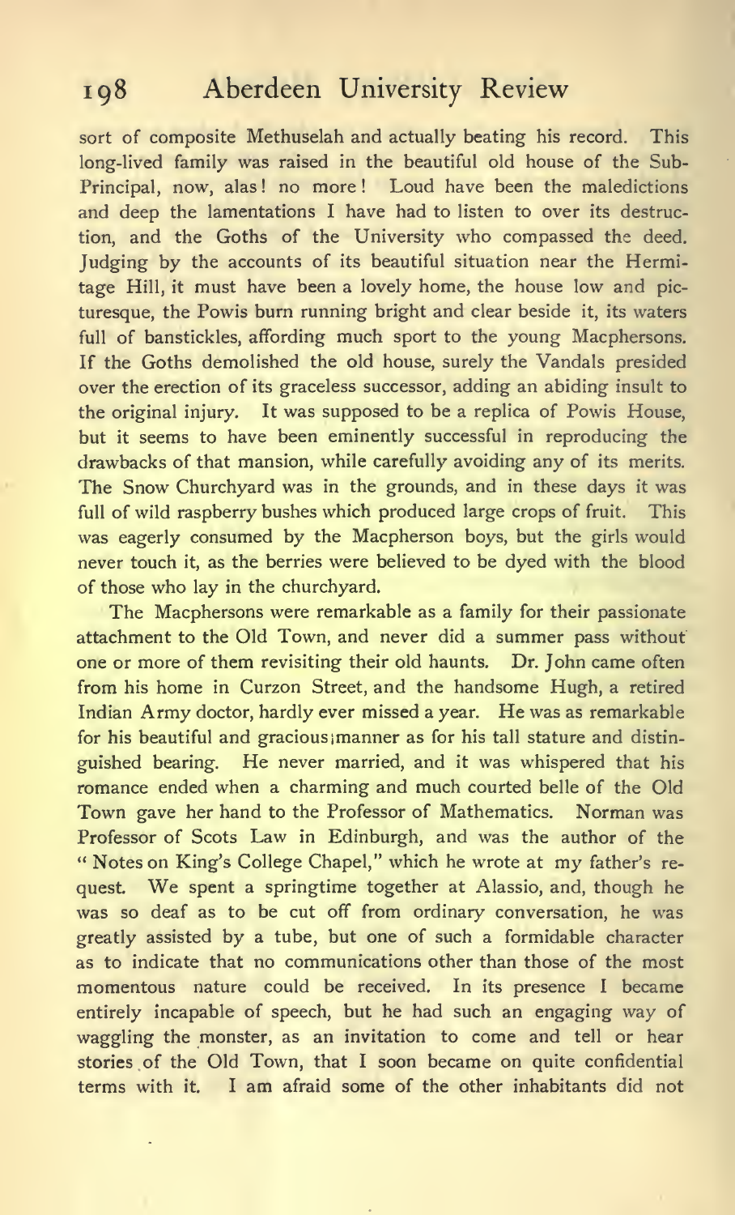sort of composite Methuselah and actually beating his record. This long-lived family was raised in the beautiful old house of the Sub-Principal, now, alas! no more! Loud have been the maledictions and deep the lamentations I have had to listen to over its destruction, and the Goths of the University who compassed the deed. Judging by the accounts of its beautiful situation near the Hermitage Hill, it must have been a lovely home, the house low and picturesque, the Powis burn running bright and clear beside it, its waters full of banstickles, affording much sport to the young Macphersons. If the Goths demolished the old house, surely the Vandals presided over the erection of its graceless successor, adding an abiding insult to the original injury. It was supposed to be a replica of Powis House, but it seems to have been eminently successful in reproducing the drawbacks of that mansion, while carefully avoiding any of its merits. The Snow Churchyard was in the grounds, and in these days it was full of wild raspberry bushes which produced large crops of fruit. This was eagerly consumed by the Macpherson boys, but the girls would never touch it, as the berries were believed to be dyed with the blood of those who lay in the churchyard.

The Macphersons were remarkable as a family for their passionate attachment to the Old Town, and never did a summer pass without one or more of them revisiting their old haunts. Dr. John came often from his home in Curzon Street, and the handsome Hugh, a retired Indian Army doctor, hardly ever missed a year. He was as remarkable for his beautiful and gracious manner as for his tall stature and distinguished bearing. He never married, and it was whispered that his romance ended when a charming and much courted belle of the Old Town gave her hand to the Professor of Mathematics. Norman was Professor of Scots Law in Edinburgh, and was the author of the "Notes on King's College Chapel," which he wrote at my father's request. We spent a springtime together at Alassio, and, though he was so deaf as to be cut off from ordinary conversation, he was greatly assisted by a tube, but one of such a formidable character as to indicate that no communications other than those of the most momentous nature could be received. In its presence I became entirely incapable of speech, but he had such an engaging way of waggling the monster, as an invitation to come and tell or hear stories of the Old Town, that I soon became on quite confidential terms with it. I am afraid some of the other inhabitants did not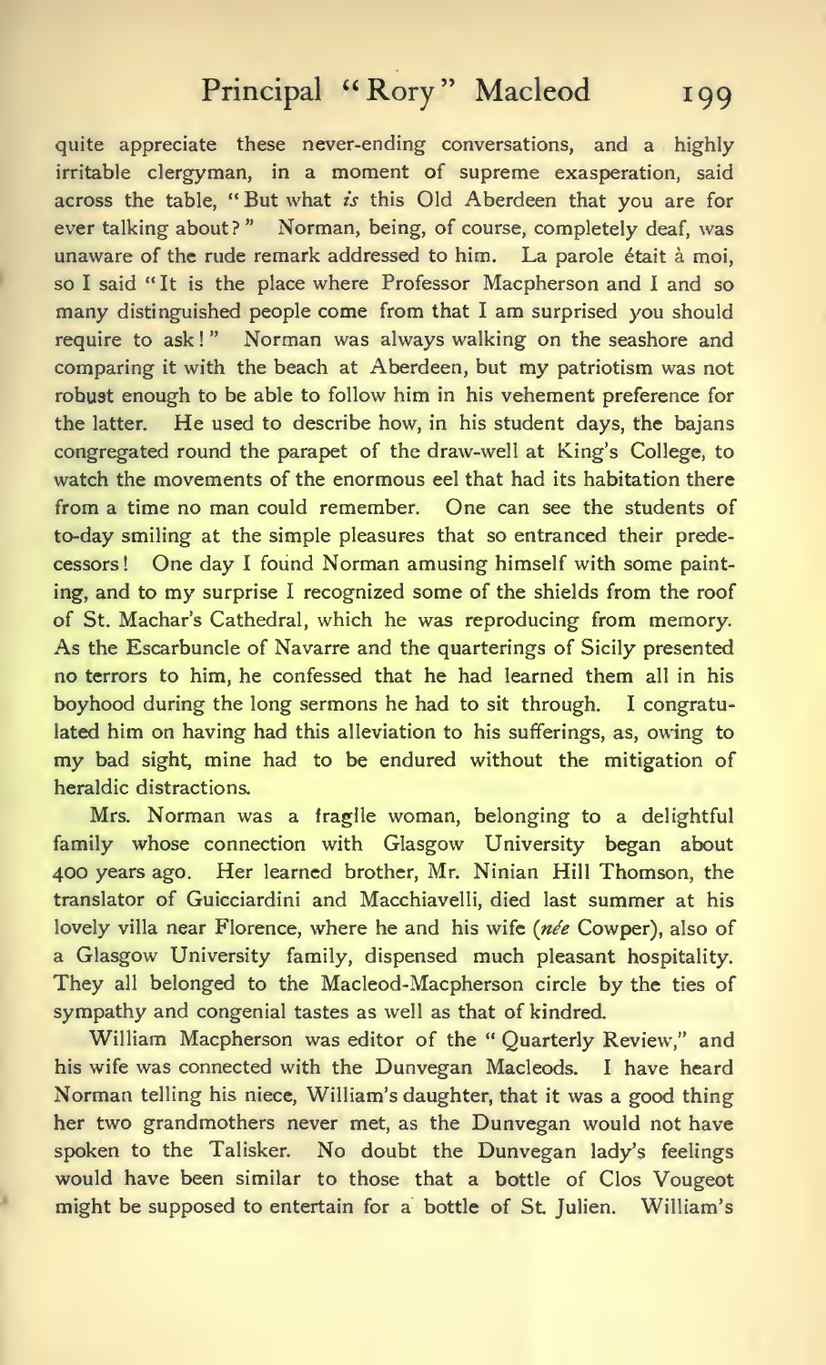quite appreciate these never-ending conversations, and a highly irritable clergyman, in a moment of supreme exasperation, said across the table, "But what *is* this Old Aberdeen that you are for ever talking about?" Norman, being, of course, completely deaf, was unaware of the rude remark addressed to him. La parole était à moi, so I said "It is the place where Professor Macpherson and I and so many distinguished people come from that I am surprised you should require to ask!" Norman was always walking on the seashore and comparing it with the beach at Aberdeen, but my patriotism was not robust enough to be able to follow him in his vehement preference for the latter. He used to describe how, in his student days, the bajans congregated round the parapet of the draw-well at King's College, to watch the movements of the enormous eel that had its habitation there from a time no man could remember. One can see the students of to-day smiling at the simple pleasures that so entranced their predecessors! One day I found Norman amusing himself with some painting, and to my surprise I recognized some of the shields from the roof of St. Machar's Cathedral, which he was reproducing from memory. As the Escarbuncle of Navarre and the quarterings of Sicily presented no terrors to him, he confessed that he had learned them all in his boyhood during the long sermons he had to sit through. I congratulated him on having had this alleviation to his sufferings, as, owing to my bad sight, mine had to be endured without the mitigation of heraldic distractions.

Mrs. Norman was a fragile woman, belonging to a delightful family whose connection with Glasgow University began about 400 years ago. Her learned brother, Mr. Ninian Hill Thomson, the translator of Guicciardini and Macchiavelli, died last summer at his lovely villa near Florence, where he and his wife (*née* Cowper), also of a Glasgow University family, dispensed much pleasant hospitality. They all belonged to the Macleod-Macpherson circle by the ties of sympathy and congenial tastes as well as that of kindred.

William Macpherson was editor of the "Quarterly Review," and his wife was connected with the Dunvegan Macleods. I have heard Norman telling his niece, William's daughter, that it was a good thing her two grandmothers never met, as the Dunvegan would not have spoken to the Talisker. No doubt the Dunvegan lady's feelings would have been similar to those that a bottle of Clos Vougeot might be supposed to entertain for a bottle of St. Julien. William's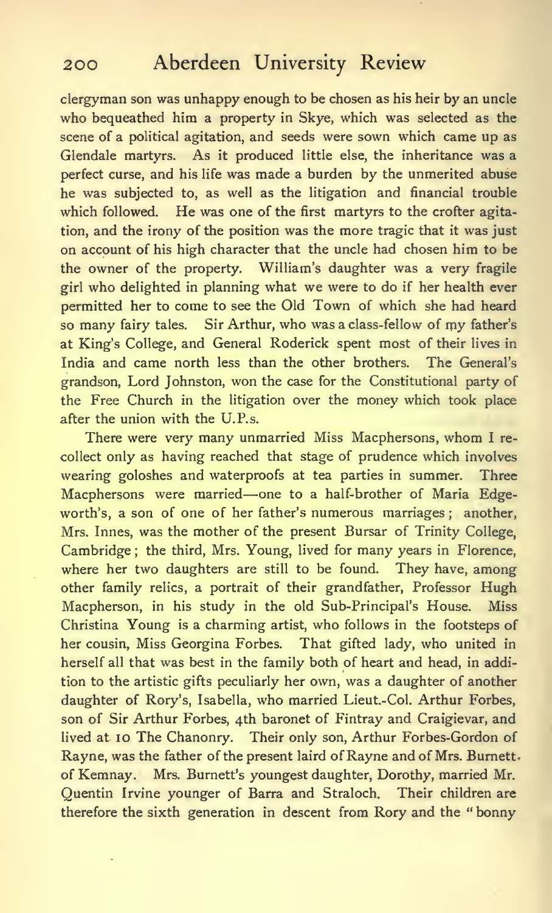clergyman son was unhappy enough to be chosen as his heir by an uncle who bequeathed him a property in Skye, which was selected as the scene of a political agitation, and seeds were sown which came up as Glendale martyrs. As it produced little else, the inheritance was a perfect curse, and his life was made a burden by the unmerited abuse he was subjected to, as well as the litigation and financial trouble which followed. He was one of the first martyrs to the crofter agitation, and the irony of the position was the more tragic that it was just on account of his high character that the uncle had chosen him to be the owner of the property. William's daughter was a very fragile girl who delighted in planning what we were to do if her health ever permitted her to come to see the Old Town of which she had heard so many fairy tales. Sir Arthur, who was a class-fellow of my father's at King's College, and General Roderick spent most of their lives in India and came north less than the other brothers. The General's grandson, Lord Johnston, won the case for the Constitutional party of the Free Church in the litigation over the money which took place after the union with the U.P.s.

There were very many unmarried Miss Macphersons, whom I recollect only as having reached that stage of prudence which involves wearing goloshes and waterproofs at tea parties in summer. Three Macphersons were married—one to a half-brother of Maria Edgeworth's, a son of one of her father's numerous marriages; another, Mrs. Innes, was the mother of the present Bursar of Trinity College, Cambridge; the third, Mrs. Young, lived for many years in Florence, where her two daughters are still to be found. They have, among other family relics, a portrait of their grandfather, Professor Hugh Macpherson, in his study in the old Sub-Principal's House. Miss Christina Young is a charming artist, who follows in the footsteps of her cousin, Miss Georgina Forbes. That gifted lady, who united in herself all that was best in the family both of heart and head, in addition to the artistic gifts peculiarly her own, was a daughter of another daughter of Rory's, Isabella, who married Lieut.-Col. Arthur Forbes, son of Sir Arthur Forbes, 4th baronet of Fintray and Craigievar, and lived at 10 The Chanonry. Their only son, Arthur Forbes-Gordon of Rayne, was the father of the present laird of Rayne and of Mrs. Burnett of Kemnay. Mrs. Burnett's youngest daughter, Dorothy, married Mr. Quentin Irvine younger of Barra and Straloch. Their children are therefore the sixth generation in descent from Rory and the "bonny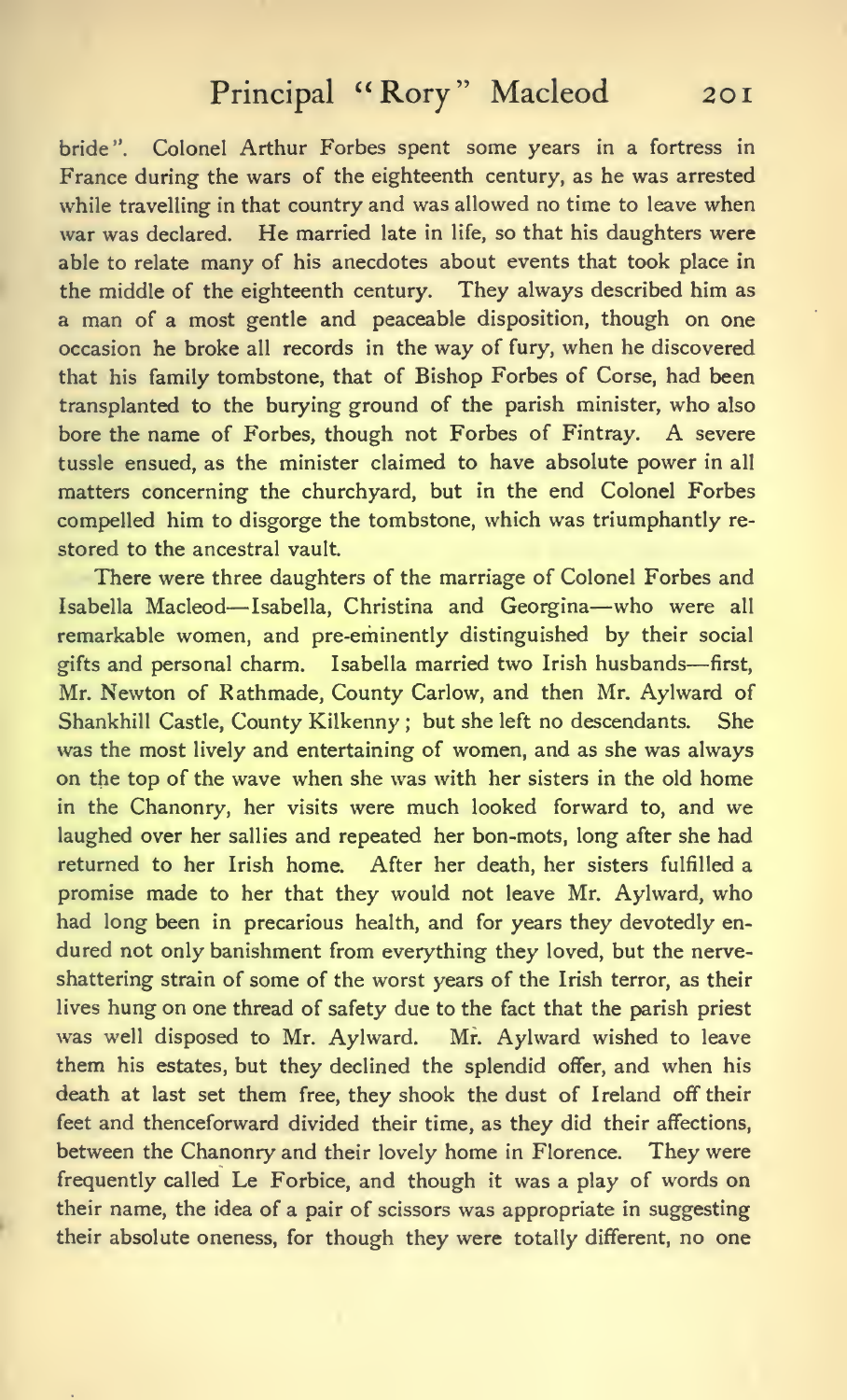bride". Colonel Arthur Forbes spent some years in a fortress in France during the wars of the eighteenth century, as he was arrested while travelling in that country and was allowed no time to leave when war was declared. He married late in life, so that his daughters were able to relate many of his anecdotes about events that took place in the middle of the eighteenth century. They always described him as a man of a most gentle and peaceable disposition, though on one occasion he broke all records in the way of fury, when he discovered that his family tombstone, that of Bishop Forbes of Corse, had been transplanted to the burying ground of the parish minister, who also bore the name of Forbes, though not Forbes of Fintray. A severe tussle ensued, as the minister claimed to have absolute power in all matters concerning the churchyard, but in the end Colonel Forbes compelled him to disgorge the tombstone, which was triumphantly restored to the ancestral vault.

There were three daughters of the marriage of Colonel Forbes and Isabella Macleod—Isabella, Christina and Georgina—who were all remarkable women, and pre-eminently distinguished by their social gifts and personal charm. Isabella married two Irish husbands—first, Mr. Newton of Rathmade, County Carlow, and then Mr. Aylward of Shankhill Castle, County Kilkenny; but she left no descendants. She was the most lively and entertaining of women, and as she was always on the top of the wave when she was with her sisters in the old home in the Chanonry, her visits were much looked forward to, and we laughed over her sallies and repeated her bon-mots, long after she had returned to her Irish home. After her death, her sisters fulfilled a promise made to her that they would not leave Mr. Aylward, who had long been in precarious health, and for years they devotedly endured not only banishment from everything they loved, but the nerve-shattering strain of some of the worst years of the Irish terror, as their lives hung on one thread of safety due to the fact that the parish priest was well disposed to Mr. Aylward. Mr. Aylward wished to leave them his estates, but they declined the splendid offer, and when his death at last set them free, they shook the dust of Ireland off their feet and thenceforward divided their time, as they did their affections, between the Chanonry and their lovely home in Florence. They were frequently called Le Forbice, and though it was a play of words on their name, the idea of a pair of scissors was appropriate in suggesting their absolute oneness, for though they were totally different, no one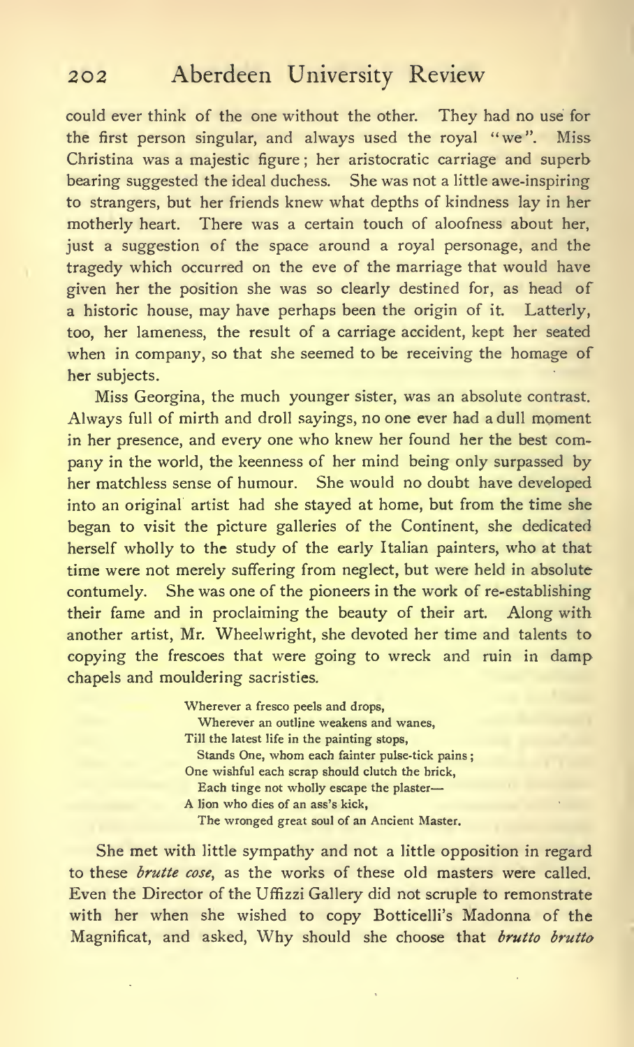could ever think of the one without the other. They had no use for the first person singular, and always used the royal "we". Miss Christina was a majestic figure; her aristocratic carriage and superb bearing suggested the ideal duchess. She was not a little awe-inspiring to strangers, but her friends knew what depths of kindness lay in her motherly heart. There was a certain touch of aloofness about her, just a suggestion of the space around a royal personage, and the tragedy which occurred on the eve of the marriage that would have given her the position she was so clearly destined for, as head of a historic house, may have perhaps been the origin of it. Latterly, too, her lameness, the result of a carriage accident, kept her seated when in company, so that she seemed to be receiving the homage of her subjects.

Miss Georgina, the much younger sister, was an absolute contrast. Always full of mirth and droll sayings, no one ever had a dull moment in her presence, and every one who knew her found her the best company in the world, the keenness of her mind being only surpassed by her matchless sense of humour. She would no doubt have developed into an original artist had she stayed at home, but from the time she began to visit the picture galleries of the Continent, she dedicated herself wholly to the study of the early Italian painters, who at that time were not merely suffering from neglect, but were held in absolute contumely. She was one of the pioneers in the work of re-establishing their fame and in proclaiming the beauty of their art. Along with another artist, Mr. Wheelwright, she devoted her time and talents to copying the frescoes that were going to wreck and ruin in damp chapels and mouldering sacristies.

> Wherever a fresco peels and drops,
> Wherever an outline weakens and wanes,
> Till the latest life in the painting stops,
> Stands One, whom each fainter pulse-tick pains;
> One wishful each scrap should clutch the brick,
> Each tinge not wholly escape the plaster—
> A lion who dies of an ass's kick,
> The wronged great soul of an Ancient Master.

She met with little sympathy and not a little opposition in regard to these *brutte cose*, as the works of these old masters were called. Even the Director of the Uffizzi Gallery did not scruple to remonstrate with her when she wished to copy Botticelli's Madonna of the Magnificat, and asked, Why should she choose that *brutto brutto*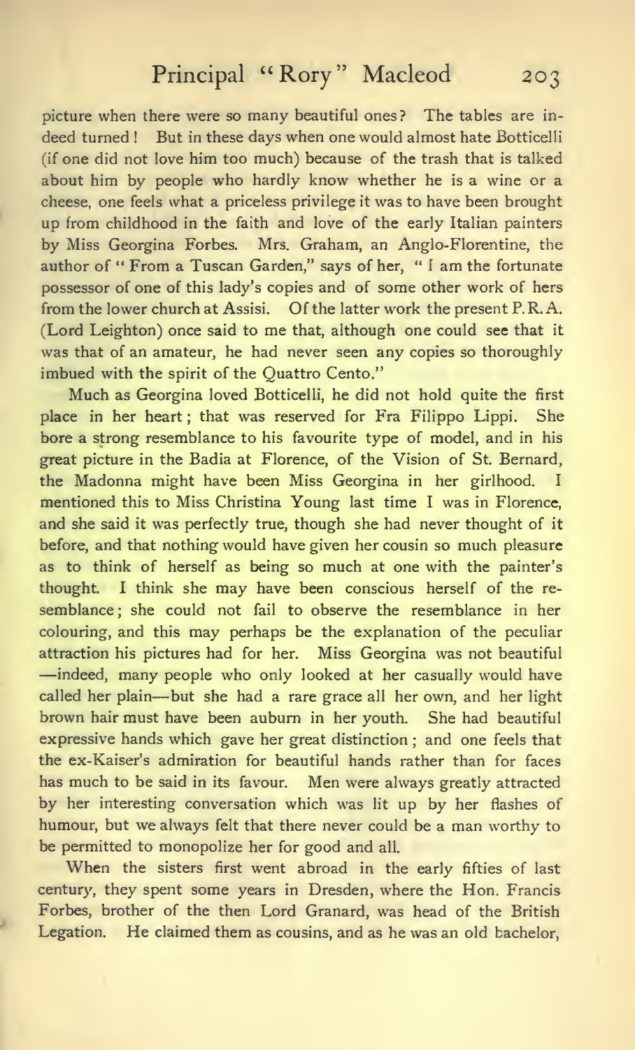picture when there were so many beautiful ones? The tables are indeed turned! But in these days when one would almost hate Botticelli (if one did not love him too much) because of the trash that is talked about him by people who hardly know whether he is a wine or a cheese, one feels what a priceless privilege it was to have been brought up from childhood in the faith and love of the early Italian painters by Miss Georgina Forbes. Mrs. Graham, an Anglo-Florentine, the author of "From a Tuscan Garden," says of her, "I am the fortunate possessor of one of this lady's copies and of some other work of hers from the lower church at Assisi. Of the latter work the present P.R.A. (Lord Leighton) once said to me that, although one could see that it was that of an amateur, he had never seen any copies so thoroughly imbued with the spirit of the Quattro Cento."

Much as Georgina loved Botticelli, he did not hold quite the first place in her heart; that was reserved for Fra Filippo Lippi. She bore a strong resemblance to his favourite type of model, and in his great picture in the Badia at Florence, of the Vision of St. Bernard, the Madonna might have been Miss Georgina in her girlhood. I mentioned this to Miss Christina Young last time I was in Florence, and she said it was perfectly true, though she had never thought of it before, and that nothing would have given her cousin so much pleasure as to think of herself as being so much at one with the painter's thought. I think she may have been conscious herself of the resemblance; she could not fail to observe the resemblance in her colouring, and this may perhaps be the explanation of the peculiar attraction his pictures had for her. Miss Georgina was not beautiful—indeed, many people who only looked at her casually would have called her plain—but she had a rare grace all her own, and her light brown hair must have been auburn in her youth. She had beautiful expressive hands which gave her great distinction; and one feels that the ex-Kaiser's admiration for beautiful hands rather than for faces has much to be said in its favour. Men were always greatly attracted by her interesting conversation which was lit up by her flashes of humour, but we always felt that there never could be a man worthy to be permitted to monopolize her for good and all.

When the sisters first went abroad in the early fifties of last century, they spent some years in Dresden, where the Hon. Francis Forbes, brother of the then Lord Granard, was head of the British Legation. He claimed them as cousins, and as he was an old bachelor,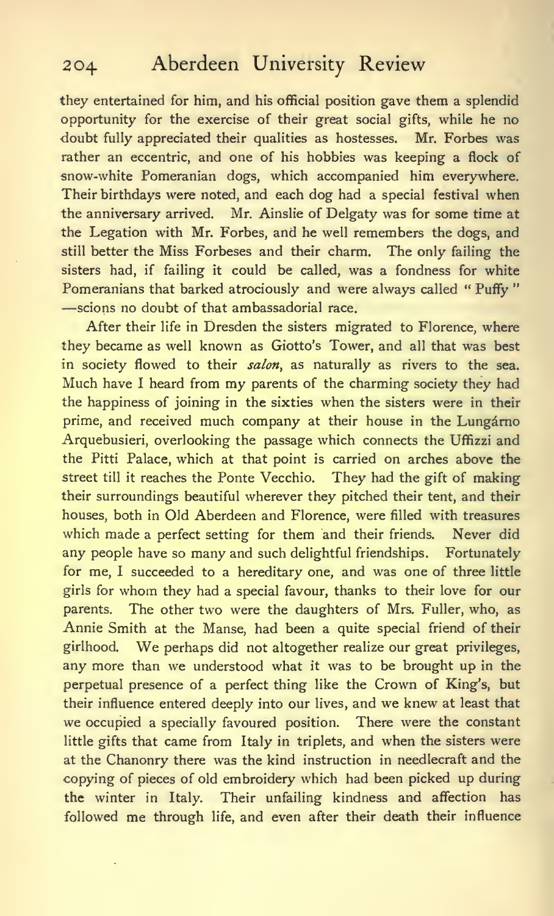they entertained for him, and his official position gave them a splendid opportunity for the exercise of their great social gifts, while he no doubt fully appreciated their qualities as hostesses. Mr. Forbes was rather an eccentric, and one of his hobbies was keeping a flock of snow-white Pomeranian dogs, which accompanied him everywhere. Their birthdays were noted, and each dog had a special festival when the anniversary arrived. Mr. Ainslie of Delgaty was for some time at the Legation with Mr. Forbes, and he well remembers the dogs, and still better the Miss Forbeses and their charm. The only failing the sisters had, if failing it could be called, was a fondness for white Pomeranians that barked atrociously and were always called "Puffy"—scions no doubt of that ambassadorial race.

After their life in Dresden the sisters migrated to Florence, where they became as well known as Giotto's Tower, and all that was best in society flowed to their *salon*, as naturally as rivers to the sea. Much have I heard from my parents of the charming society they had the happiness of joining in the sixties when the sisters were in their prime, and received much company at their house in the Lungárno Arquebusieri, overlooking the passage which connects the Uffizzi and the Pitti Palace, which at that point is carried on arches above the street till it reaches the Ponte Vecchio. They had the gift of making their surroundings beautiful wherever they pitched their tent, and their houses, both in Old Aberdeen and Florence, were filled with treasures which made a perfect setting for them and their friends. Never did any people have so many and such delightful friendships. Fortunately for me, I succeeded to a hereditary one, and was one of three little girls for whom they had a special favour, thanks to their love for our parents. The other two were the daughters of Mrs. Fuller, who, as Annie Smith at the Manse, had been a quite special friend of their girlhood. We perhaps did not altogether realize our great privileges, any more than we understood what it was to be brought up in the perpetual presence of a perfect thing like the Crown of King's, but their influence entered deeply into our lives, and we knew at least that we occupied a specially favoured position. There were the constant little gifts that came from Italy in triplets, and when the sisters were at the Chanonry there was the kind instruction in needlecraft and the copying of pieces of old embroidery which had been picked up during the winter in Italy. Their unfailing kindness and affection has followed me through life, and even after their death their influence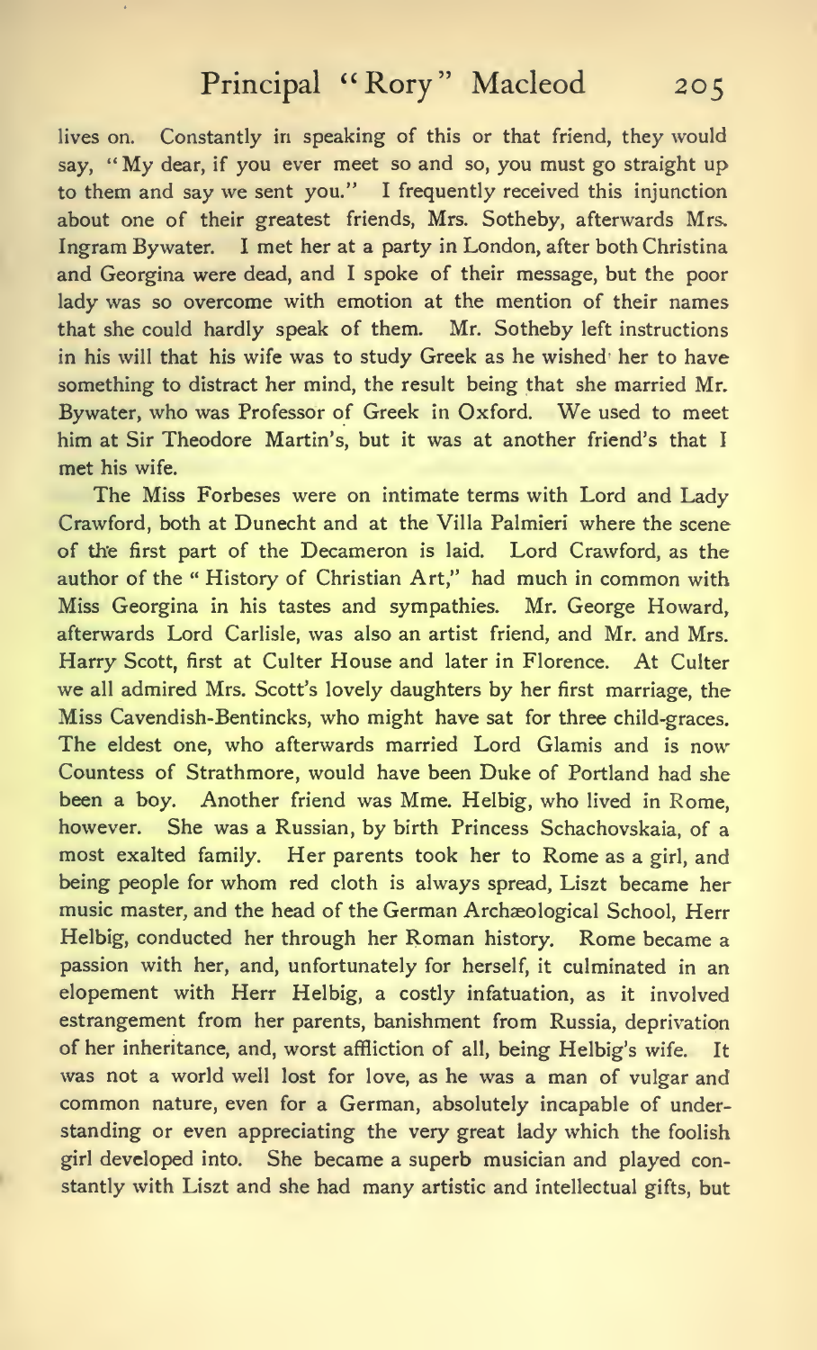lives on. Constantly in speaking of this or that friend, they would say, "My dear, if you ever meet so and so, you must go straight up to them and say we sent you." I frequently received this injunction about one of their greatest friends, Mrs. Sotheby, afterwards Mrs. Ingram Bywater. I met her at a party in London, after both Christina and Georgina were dead, and I spoke of their message, but the poor lady was so overcome with emotion at the mention of their names that she could hardly speak of them. Mr. Sotheby left instructions in his will that his wife was to study Greek as he wished her to have something to distract her mind, the result being that she married Mr. Bywater, who was Professor of Greek in Oxford. We used to meet him at Sir Theodore Martin's, but it was at another friend's that I met his wife.

The Miss Forbeses were on intimate terms with Lord and Lady Crawford, both at Dunecht and at the Villa Palmieri where the scene of the first part of the Decameron is laid. Lord Crawford, as the author of the "History of Christian Art," had much in common with Miss Georgina in his tastes and sympathies. Mr. George Howard, afterwards Lord Carlisle, was also an artist friend, and Mr. and Mrs. Harry Scott, first at Culter House and later in Florence. At Culter we all admired Mrs. Scott's lovely daughters by her first marriage, the Miss Cavendish-Bentincks, who might have sat for three child-graces. The eldest one, who afterwards married Lord Glamis and is now Countess of Strathmore, would have been Duke of Portland had she been a boy. Another friend was Mme. Helbig, who lived in Rome, however. She was a Russian, by birth Princess Schachovskaia, of a most exalted family. Her parents took her to Rome as a girl, and being people for whom red cloth is always spread, Liszt became her music master, and the head of the German Archæological School, Herr Helbig, conducted her through her Roman history. Rome became a passion with her, and, unfortunately for herself, it culminated in an elopement with Herr Helbig, a costly infatuation, as it involved estrangement from her parents, banishment from Russia, deprivation of her inheritance, and, worst affliction of all, being Helbig's wife. It was not a world well lost for love, as he was a man of vulgar and common nature, even for a German, absolutely incapable of understanding or even appreciating the very great lady which the foolish girl developed into. She became a superb musician and played constantly with Liszt and she had many artistic and intellectual gifts, but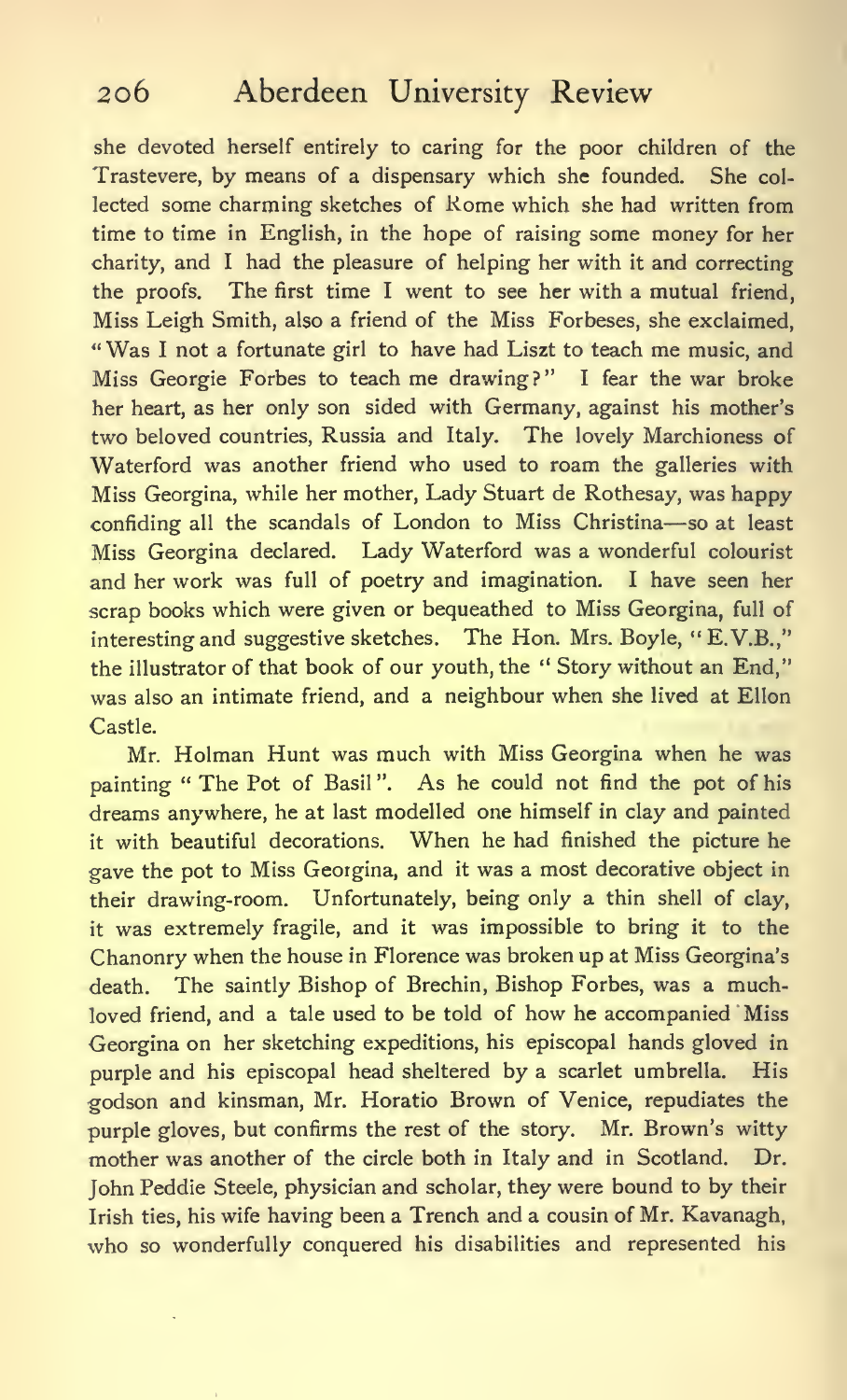she devoted herself entirely to caring for the poor children of the Trastevere, by means of a dispensary which she founded. She collected some charming sketches of Rome which she had written from time to time in English, in the hope of raising some money for her charity, and I had the pleasure of helping her with it and correcting the proofs. The first time I went to see her with a mutual friend, Miss Leigh Smith, also a friend of the Miss Forbeses, she exclaimed, "Was I not a fortunate girl to have had Liszt to teach me music, and Miss Georgie Forbes to teach me drawing?" I fear the war broke her heart, as her only son sided with Germany, against his mother's two beloved countries, Russia and Italy. The lovely Marchioness of Waterford was another friend who used to roam the galleries with Miss Georgina, while her mother, Lady Stuart de Rothesay, was happy confiding all the scandals of London to Miss Christina—so at least Miss Georgina declared. Lady Waterford was a wonderful colourist and her work was full of poetry and imagination. I have seen her scrap books which were given or bequeathed to Miss Georgina, full of interesting and suggestive sketches. The Hon. Mrs. Boyle, "E.V.B.," the illustrator of that book of our youth, the "Story without an End," was also an intimate friend, and a neighbour when she lived at Ellon Castle.

Mr. Holman Hunt was much with Miss Georgina when he was painting "The Pot of Basil". As he could not find the pot of his dreams anywhere, he at last modelled one himself in clay and painted it with beautiful decorations. When he had finished the picture he gave the pot to Miss Georgina, and it was a most decorative object in their drawing-room. Unfortunately, being only a thin shell of clay, it was extremely fragile, and it was impossible to bring it to the Chanonry when the house in Florence was broken up at Miss Georgina's death. The saintly Bishop of Brechin, Bishop Forbes, was a much-loved friend, and a tale used to be told of how he accompanied Miss Georgina on her sketching expeditions, his episcopal hands gloved in purple and his episcopal head sheltered by a scarlet umbrella. His godson and kinsman, Mr. Horatio Brown of Venice, repudiates the purple gloves, but confirms the rest of the story. Mr. Brown's witty mother was another of the circle both in Italy and in Scotland. Dr. John Peddie Steele, physician and scholar, they were bound to by their Irish ties, his wife having been a Trench and a cousin of Mr. Kavanagh, who so wonderfully conquered his disabilities and represented his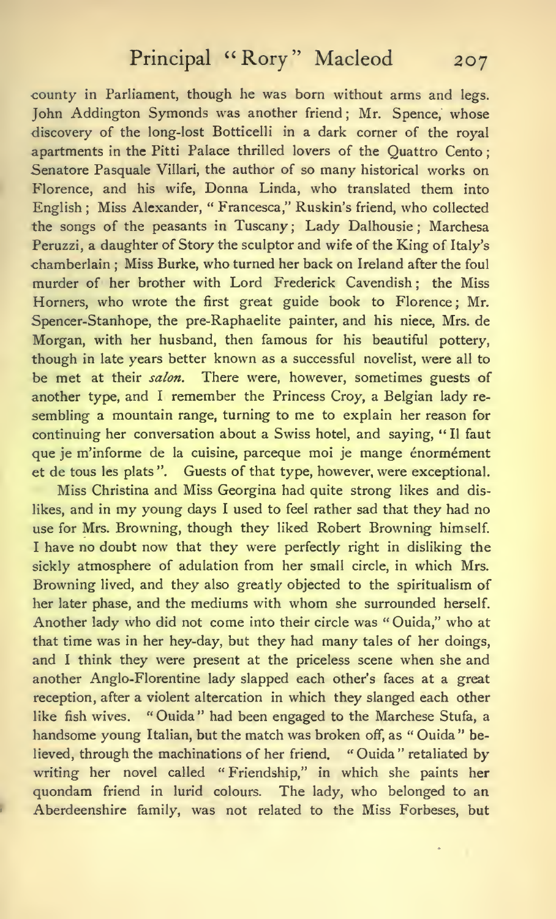county in Parliament, though he was born without arms and legs. John Addington Symonds was another friend; Mr. Spence, whose discovery of the long-lost Botticelli in a dark corner of the royal apartments in the Pitti Palace thrilled lovers of the Quattro Cento; Senatore Pasquale Villari, the author of so many historical works on Florence, and his wife, Donna Linda, who translated them into English; Miss Alexander, "Francesca," Ruskin's friend, who collected the songs of the peasants in Tuscany; Lady Dalhousie; Marchesa Peruzzi, a daughter of Story the sculptor and wife of the King of Italy's chamberlain; Miss Burke, who turned her back on Ireland after the foul murder of her brother with Lord Frederick Cavendish; the Miss Horners, who wrote the first great guide book to Florence; Mr. Spencer-Stanhope, the pre-Raphaelite painter, and his niece, Mrs. de Morgan, with her husband, then famous for his beautiful pottery, though in late years better known as a successful novelist, were all to be met at their *salon*. There were, however, sometimes guests of another type, and I remember the Princess Croy, a Belgian lady resembling a mountain range, turning to me to explain her reason for continuing her conversation about a Swiss hotel, and saying, "Il faut que je m'informe de la cuisine, parceque moi je mange énormément et de tous les plats". Guests of that type, however, were exceptional.

Miss Christina and Miss Georgina had quite strong likes and dislikes, and in my young days I used to feel rather sad that they had no use for Mrs. Browning, though they liked Robert Browning himself. I have no doubt now that they were perfectly right in disliking the sickly atmosphere of adulation from her small circle, in which Mrs. Browning lived, and they also greatly objected to the spiritualism of her later phase, and the mediums with whom she surrounded herself. Another lady who did not come into their circle was "Ouida," who at that time was in her hey-day, but they had many tales of her doings, and I think they were present at the priceless scene when she and another Anglo-Florentine lady slapped each other's faces at a great reception, after a violent altercation in which they slanged each other like fish wives. "Ouida" had been engaged to the Marchese Stufa, a handsome young Italian, but the match was broken off, as "Ouida" believed, through the machinations of her friend. "Ouida" retaliated by writing her novel called "Friendship," in which she paints her quondam friend in lurid colours. The lady, who belonged to an Aberdeenshire family, was not related to the Miss Forbeses, but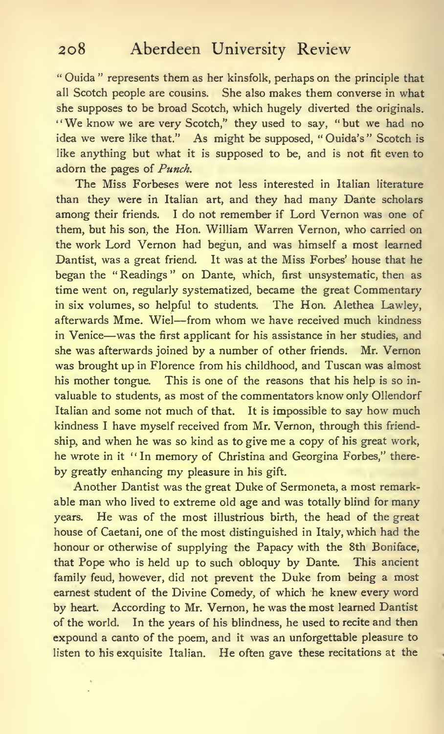"Ouida" represents them as her kinsfolk, perhaps on the principle that all Scotch people are cousins. She also makes them converse in what she supposes to be broad Scotch, which hugely diverted the originals. "We know we are very Scotch," they used to say, "but we had no idea we were like that." As might be supposed, "Ouida's" Scotch is like anything but what it is supposed to be, and is not fit even to adorn the pages of *Punch*.

The Miss Forbeses were not less interested in Italian literature than they were in Italian art, and they had many Dante scholars among their friends. I do not remember if Lord Vernon was one of them, but his son, the Hon. William Warren Vernon, who carried on the work Lord Vernon had begun, and was himself a most learned Dantist, was a great friend. It was at the Miss Forbes' house that he began the "Readings" on Dante, which, first unsystematic, then as time went on, regularly systematized, became the great Commentary in six volumes, so helpful to students. The Hon. Alethea Lawley, afterwards Mme. Wiel—from whom we have received much kindness in Venice—was the first applicant for his assistance in her studies, and she was afterwards joined by a number of other friends. Mr. Vernon was brought up in Florence from his childhood, and Tuscan was almost his mother tongue. This is one of the reasons that his help is so invaluable to students, as most of the commentators know only Ollendorf Italian and some not much of that. It is impossible to say how much kindness I have myself received from Mr. Vernon, through this friendship, and when he was so kind as to give me a copy of his great work, he wrote in it "In memory of Christina and Georgina Forbes," thereby greatly enhancing my pleasure in his gift.

Another Dantist was the great Duke of Sermoneta, a most remarkable man who lived to extreme old age and was totally blind for many years. He was of the most illustrious birth, the head of the great house of Caetani, one of the most distinguished in Italy, which had the honour or otherwise of supplying the Papacy with the 8th Boniface, that Pope who is held up to such obloquy by Dante. This ancient family feud, however, did not prevent the Duke from being a most earnest student of the Divine Comedy, of which he knew every word by heart. According to Mr. Vernon, he was the most learned Dantist of the world. In the years of his blindness, he used to recite and then expound a canto of the poem, and it was an unforgettable pleasure to listen to his exquisite Italian. He often gave these recitations at the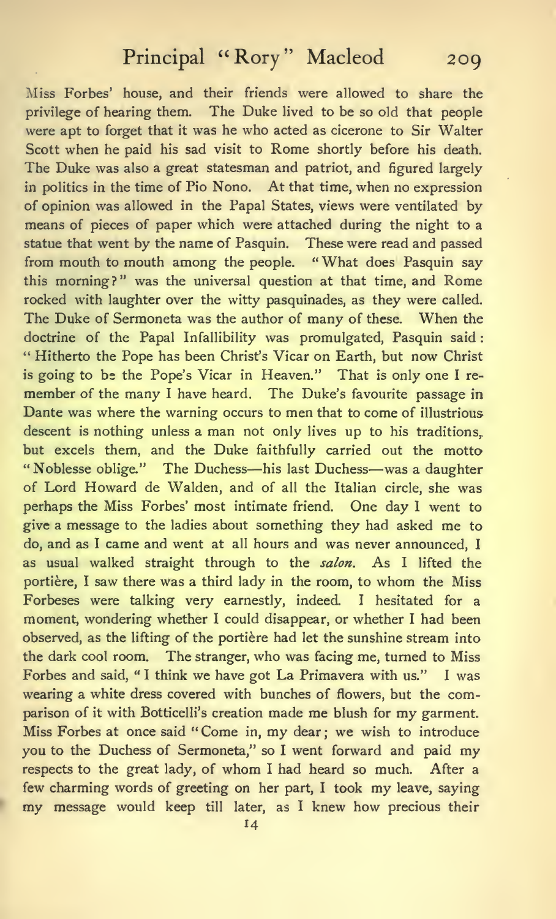Miss Forbes' house, and their friends were allowed to share the privilege of hearing them. The Duke lived to be so old that people were apt to forget that it was he who acted as cicerone to Sir Walter Scott when he paid his sad visit to Rome shortly before his death. The Duke was also a great statesman and patriot, and figured largely in politics in the time of Pio Nono. At that time, when no expression of opinion was allowed in the Papal States, views were ventilated by means of pieces of paper which were attached during the night to a statue that went by the name of Pasquin. These were read and passed from mouth to mouth among the people. "What does Pasquin say this morning?" was the universal question at that time, and Rome rocked with laughter over the witty pasquinades, as they were called. The Duke of Sermoneta was the author of many of these. When the doctrine of the Papal Infallibility was promulgated, Pasquin said: "Hitherto the Pope has been Christ's Vicar on Earth, but now Christ is going to be the Pope's Vicar in Heaven." That is only one I remember of the many I have heard. The Duke's favourite passage in Dante was where the warning occurs to men that to come of illustrious descent is nothing unless a man not only lives up to his traditions, but excels them, and the Duke faithfully carried out the motto "Noblesse oblige." The Duchess—his last Duchess—was a daughter of Lord Howard de Walden, and of all the Italian circle, she was perhaps the Miss Forbes' most intimate friend. One day I went to give a message to the ladies about something they had asked me to do, and as I came and went at all hours and was never announced, I as usual walked straight through to the *salon*. As I lifted the portière, I saw there was a third lady in the room, to whom the Miss Forbeses were talking very earnestly, indeed. I hesitated for a moment, wondering whether I could disappear, or whether I had been observed, as the lifting of the portière had let the sunshine stream into the dark cool room. The stranger, who was facing me, turned to Miss Forbes and said, "I think we have got La Primavera with us." I was wearing a white dress covered with bunches of flowers, but the comparison of it with Botticelli's creation made me blush for my garment. Miss Forbes at once said "Come in, my dear; we wish to introduce you to the Duchess of Sermoneta," so I went forward and paid my respects to the great lady, of whom I had heard so much. After a few charming words of greeting on her part, I took my leave, saying my message would keep till later, as I knew how precious their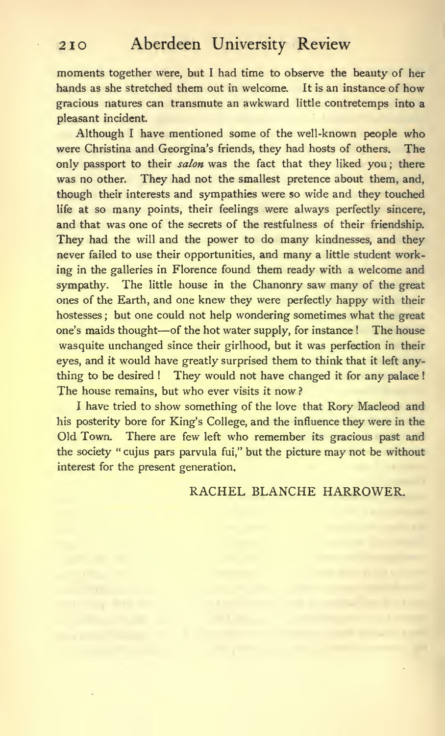moments together were, but I had time to observe the beauty of her hands as she stretched them out in welcome. It is an instance of how gracious natures can transmute an awkward little contretemps into a pleasant incident.

Although I have mentioned some of the well-known people who were Christina and Georgina's friends, they had hosts of others. The only passport to their *salon* was the fact that they liked you; there was no other. They had not the smallest pretence about them, and, though their interests and sympathies were so wide and they touched life at so many points, their feelings were always perfectly sincere, and that was one of the secrets of the restfulness of their friendship. They had the will and the power to do many kindnesses, and they never failed to use their opportunities, and many a little student working in the galleries in Florence found them ready with a welcome and sympathy. The little house in the Chanonry saw many of the great ones of the Earth, and one knew they were perfectly happy with their hostesses; but one could not help wondering sometimes what the great one's maids thought—of the hot water supply, for instance! The house wasquite unchanged since their girlhood, but it was perfection in their eyes, and it would have greatly surprised them to think that it left anything to be desired! They would not have changed it for any palace! The house remains, but who ever visits it now?

I have tried to show something of the love that Rory Macleod and his posterity bore for King's College, and the influence they were in the Old Town. There are few left who remember its gracious past and the society "cujus pars parvula fui," but the picture may not be without interest for the present generation.

RACHEL BLANCHE HARROWER.